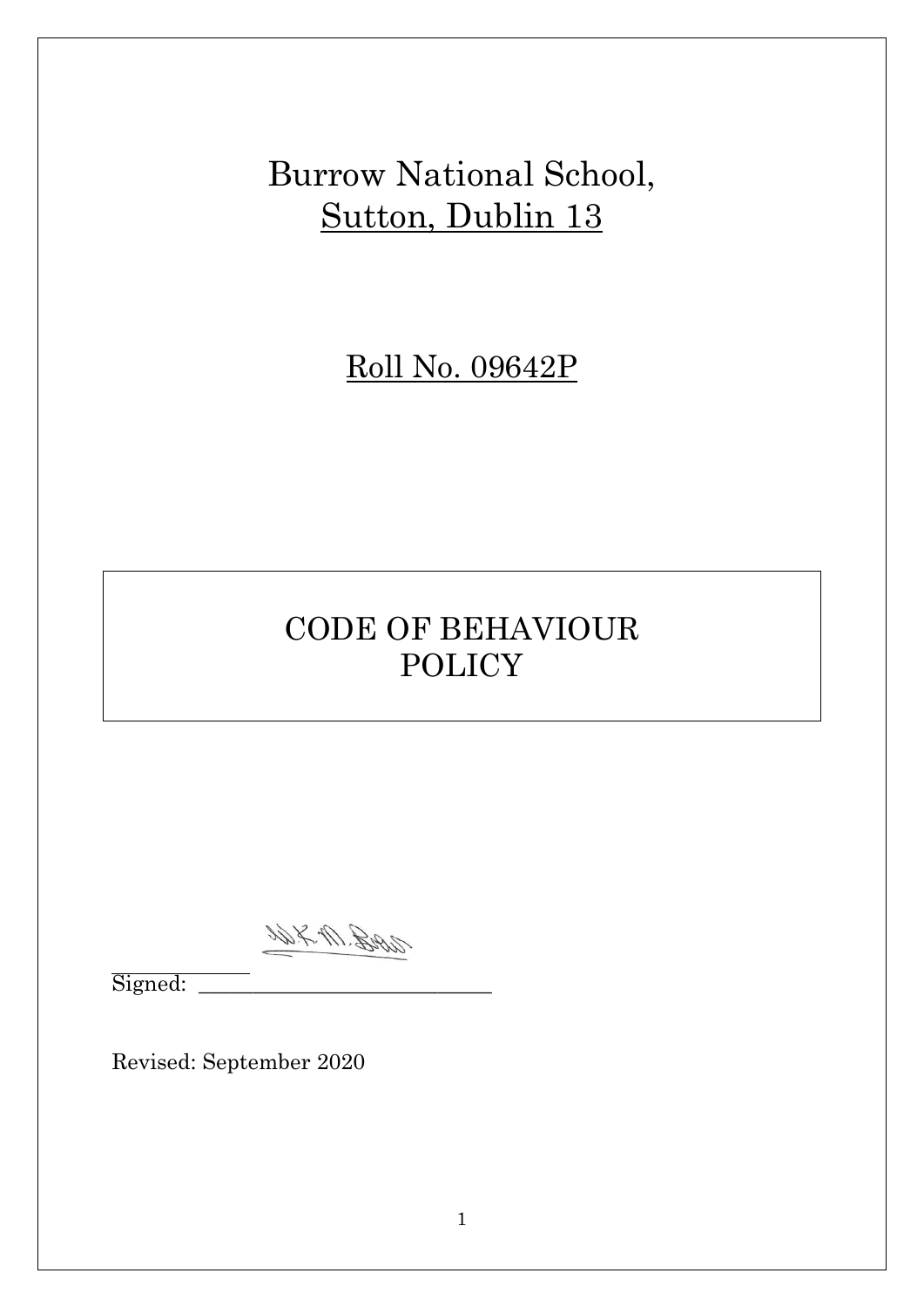# Burrow National School,
## Sutton, Dublin 13

## Roll No. 09642P

# CODE OF BEHAVIOUR POLICY

Signed: ___________________________

Revised: September 2020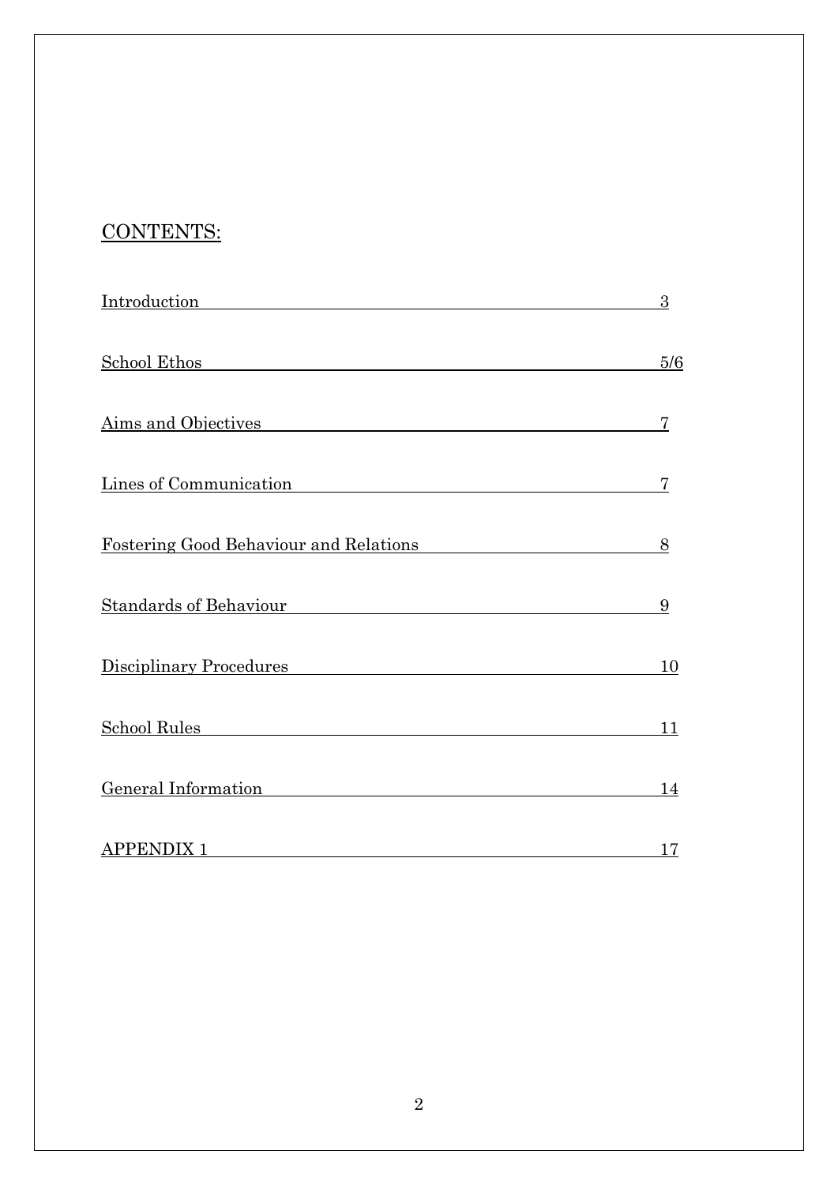## CONTENTS:

| | |
|---|---|
| Introduction | 3 |
| School Ethos | 5/6 |
| Aims and Objectives | 7 |
| Lines of Communication | 7 |
| Fostering Good Behaviour and Relations | 8 |
| Standards of Behaviour | 9 |
| Disciplinary Procedures | 10 |
| School Rules | 11 |
| General Information | 14 |
| APPENDIX 1 | 17 |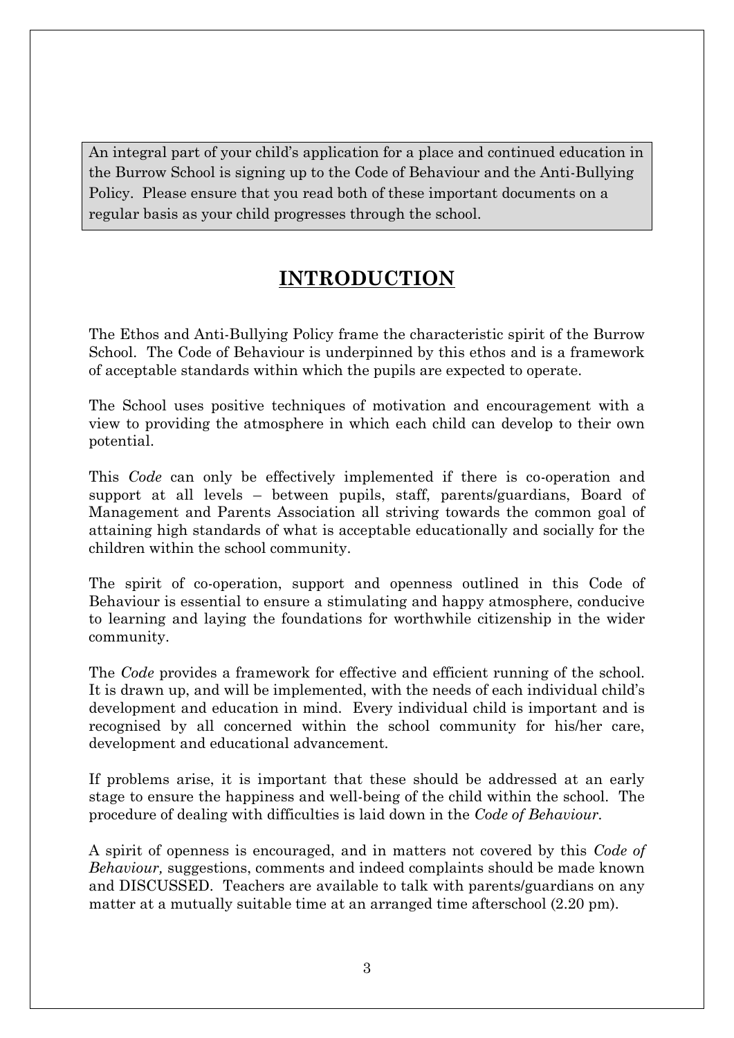An integral part of your child's application for a place and continued education in the Burrow School is signing up to the Code of Behaviour and the Anti-Bullying Policy. Please ensure that you read both of these important documents on a regular basis as your child progresses through the school.

# INTRODUCTION

The Ethos and Anti-Bullying Policy frame the characteristic spirit of the Burrow School. The Code of Behaviour is underpinned by this ethos and is a framework of acceptable standards within which the pupils are expected to operate.

The School uses positive techniques of motivation and encouragement with a view to providing the atmosphere in which each child can develop to their own potential.

This *Code* can only be effectively implemented if there is co-operation and support at all levels – between pupils, staff, parents/guardians, Board of Management and Parents Association all striving towards the common goal of attaining high standards of what is acceptable educationally and socially for the children within the school community.

The spirit of co-operation, support and openness outlined in this Code of Behaviour is essential to ensure a stimulating and happy atmosphere, conducive to learning and laying the foundations for worthwhile citizenship in the wider community.

The *Code* provides a framework for effective and efficient running of the school. It is drawn up, and will be implemented, with the needs of each individual child's development and education in mind. Every individual child is important and is recognised by all concerned within the school community for his/her care, development and educational advancement.

If problems arise, it is important that these should be addressed at an early stage to ensure the happiness and well-being of the child within the school. The procedure of dealing with difficulties is laid down in the *Code of Behaviour*.

A spirit of openness is encouraged, and in matters not covered by this *Code of Behaviour,* suggestions, comments and indeed complaints should be made known and DISCUSSED. Teachers are available to talk with parents/guardians on any matter at a mutually suitable time at an arranged time afterschool (2.20 pm).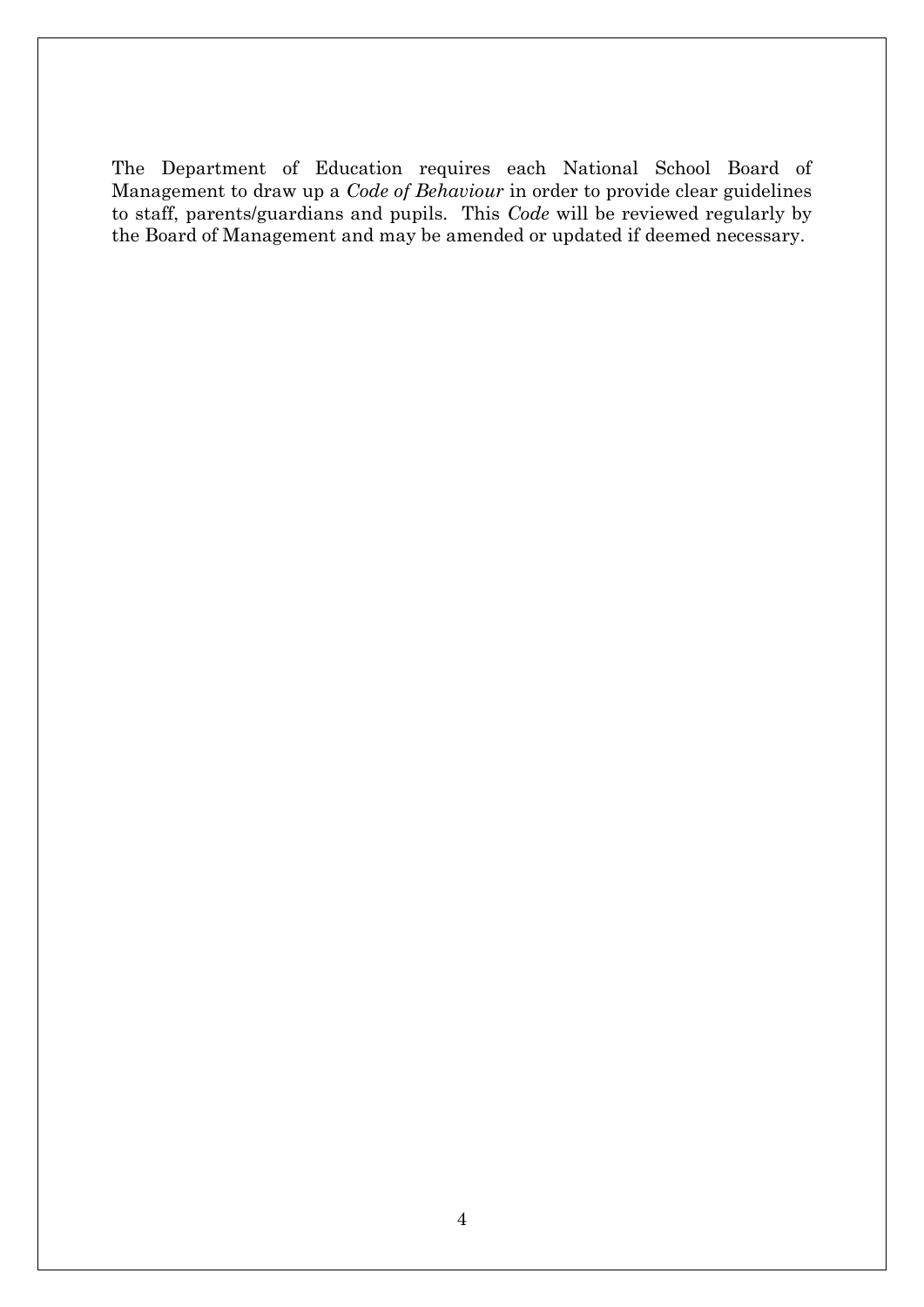The Department of Education requires each National School Board of Management to draw up a *Code of Behaviour* in order to provide clear guidelines to staff, parents/guardians and pupils. This *Code* will be reviewed regularly by the Board of Management and may be amended or updated if deemed necessary.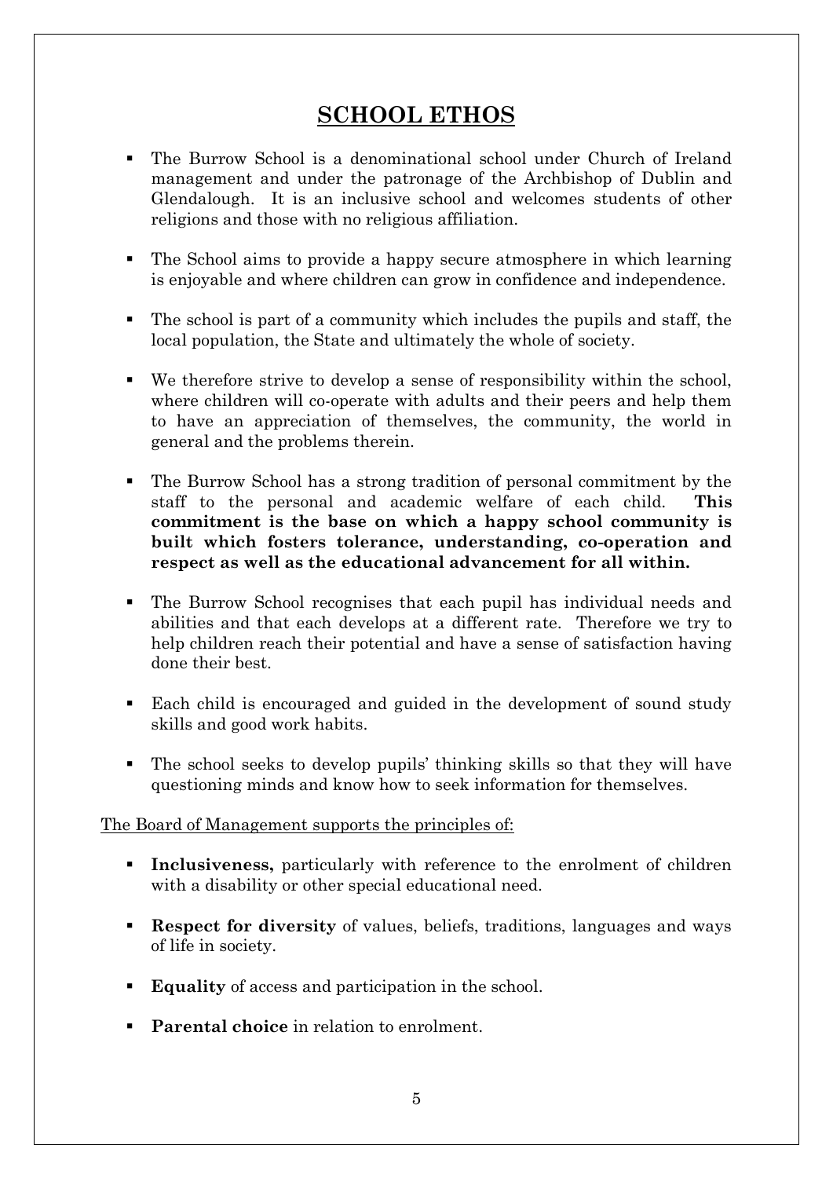## SCHOOL ETHOS

- The Burrow School is a denominational school under Church of Ireland management and under the patronage of the Archbishop of Dublin and Glendalough. It is an inclusive school and welcomes students of other religions and those with no religious affiliation.

- The School aims to provide a happy secure atmosphere in which learning is enjoyable and where children can grow in confidence and independence.

- The school is part of a community which includes the pupils and staff, the local population, the State and ultimately the whole of society.

- We therefore strive to develop a sense of responsibility within the school, where children will co-operate with adults and their peers and help them to have an appreciation of themselves, the community, the world in general and the problems therein.

- The Burrow School has a strong tradition of personal commitment by the staff to the personal and academic welfare of each child. **This commitment is the base on which a happy school community is built which fosters tolerance, understanding, co-operation and respect as well as the educational advancement for all within.**

- The Burrow School recognises that each pupil has individual needs and abilities and that each develops at a different rate. Therefore we try to help children reach their potential and have a sense of satisfaction having done their best.

- Each child is encouraged and guided in the development of sound study skills and good work habits.

- The school seeks to develop pupils' thinking skills so that they will have questioning minds and know how to seek information for themselves.

The Board of Management supports the principles of:

- **Inclusiveness,** particularly with reference to the enrolment of children with a disability or other special educational need.

- **Respect for diversity** of values, beliefs, traditions, languages and ways of life in society.

- **Equality** of access and participation in the school.

- **Parental choice** in relation to enrolment.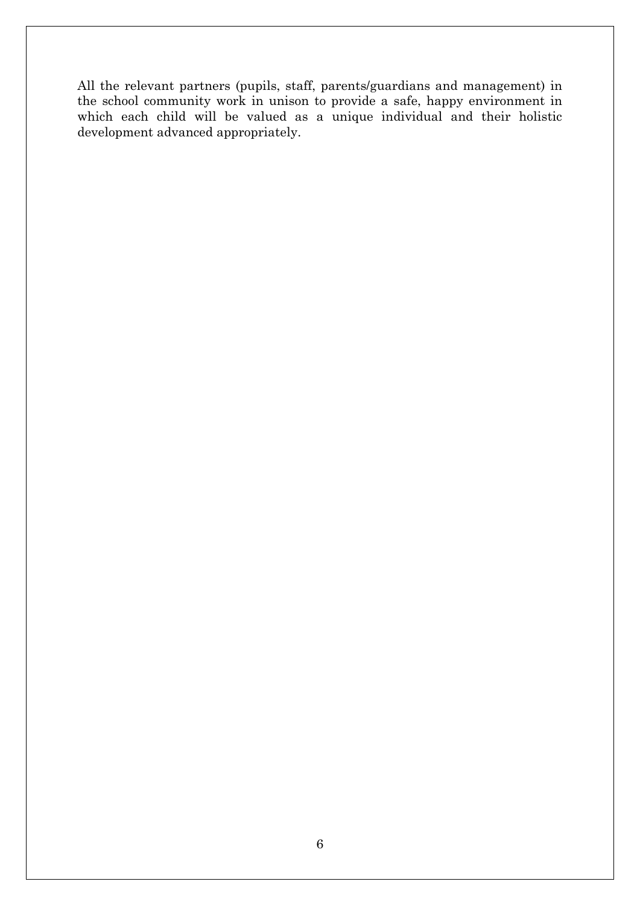All the relevant partners (pupils, staff, parents/guardians and management) in the school community work in unison to provide a safe, happy environment in which each child will be valued as a unique individual and their holistic development advanced appropriately.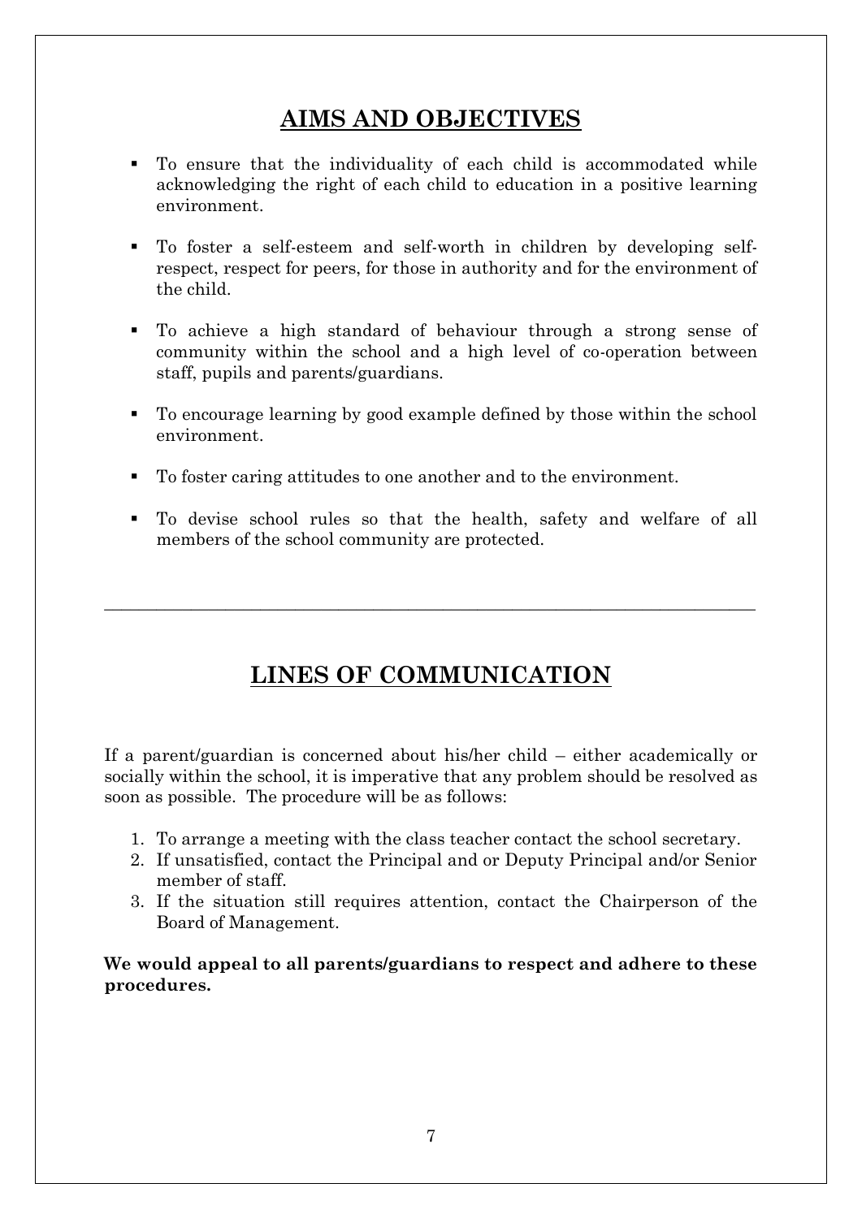## AIMS AND OBJECTIVES

- To ensure that the individuality of each child is accommodated while acknowledging the right of each child to education in a positive learning environment.
- To foster a self-esteem and self-worth in children by developing self-respect, respect for peers, for those in authority and for the environment of the child.
- To achieve a high standard of behaviour through a strong sense of community within the school and a high level of co-operation between staff, pupils and parents/guardians.
- To encourage learning by good example defined by those within the school environment.
- To foster caring attitudes to one another and to the environment.
- To devise school rules so that the health, safety and welfare of all members of the school community are protected.

---

## LINES OF COMMUNICATION

If a parent/guardian is concerned about his/her child – either academically or socially within the school, it is imperative that any problem should be resolved as soon as possible. The procedure will be as follows:

1. To arrange a meeting with the class teacher contact the school secretary.
2. If unsatisfied, contact the Principal and or Deputy Principal and/or Senior member of staff.
3. If the situation still requires attention, contact the Chairperson of the Board of Management.

**We would appeal to all parents/guardians to respect and adhere to these procedures.**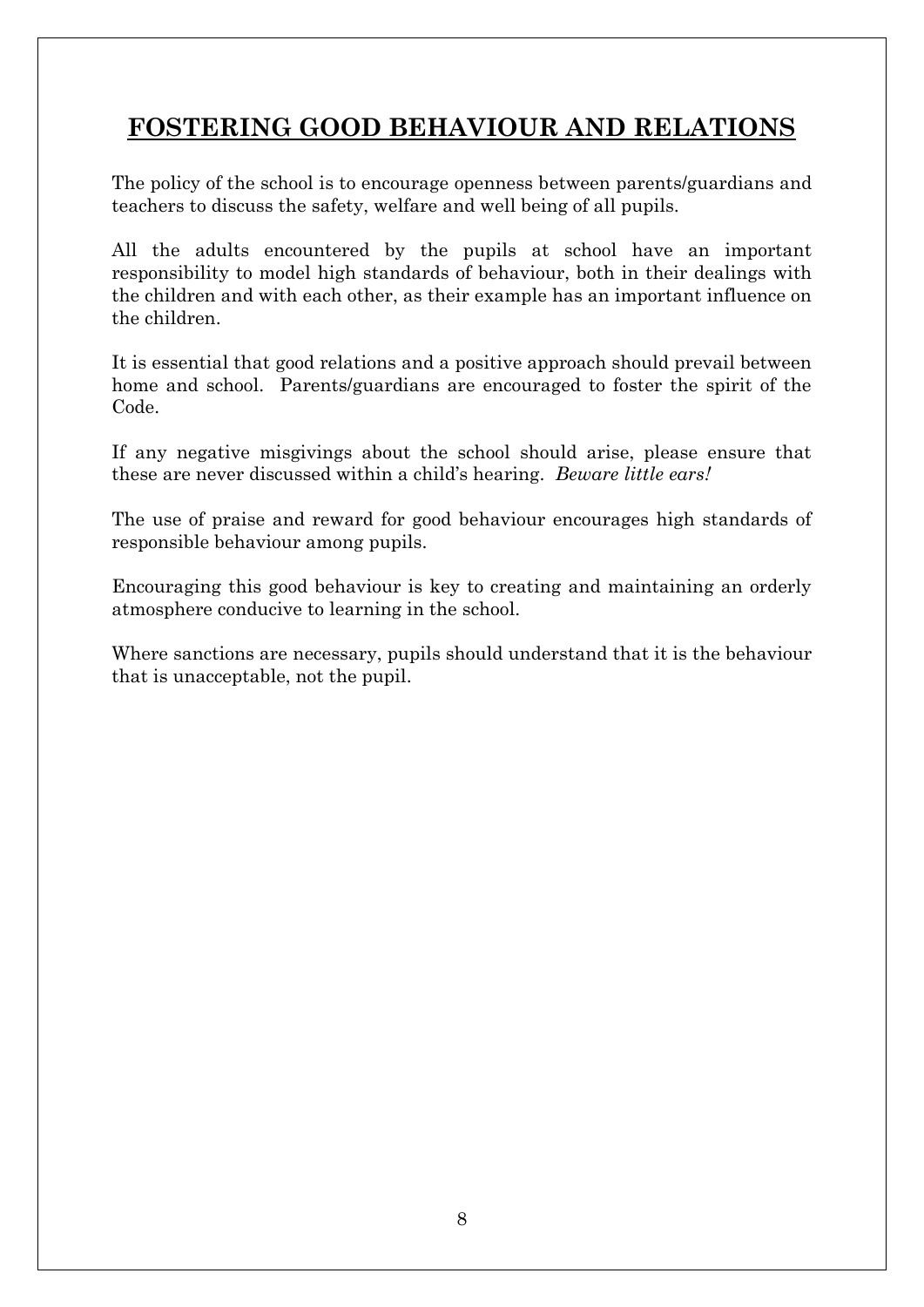# **FOSTERING GOOD BEHAVIOUR AND RELATIONS**

The policy of the school is to encourage openness between parents/guardians and teachers to discuss the safety, welfare and well being of all pupils.

All the adults encountered by the pupils at school have an important responsibility to model high standards of behaviour, both in their dealings with the children and with each other, as their example has an important influence on the children.

It is essential that good relations and a positive approach should prevail between home and school. Parents/guardians are encouraged to foster the spirit of the Code.

If any negative misgivings about the school should arise, please ensure that these are never discussed within a child's hearing. *Beware little ears!*

The use of praise and reward for good behaviour encourages high standards of responsible behaviour among pupils.

Encouraging this good behaviour is key to creating and maintaining an orderly atmosphere conducive to learning in the school.

Where sanctions are necessary, pupils should understand that it is the behaviour that is unacceptable, not the pupil.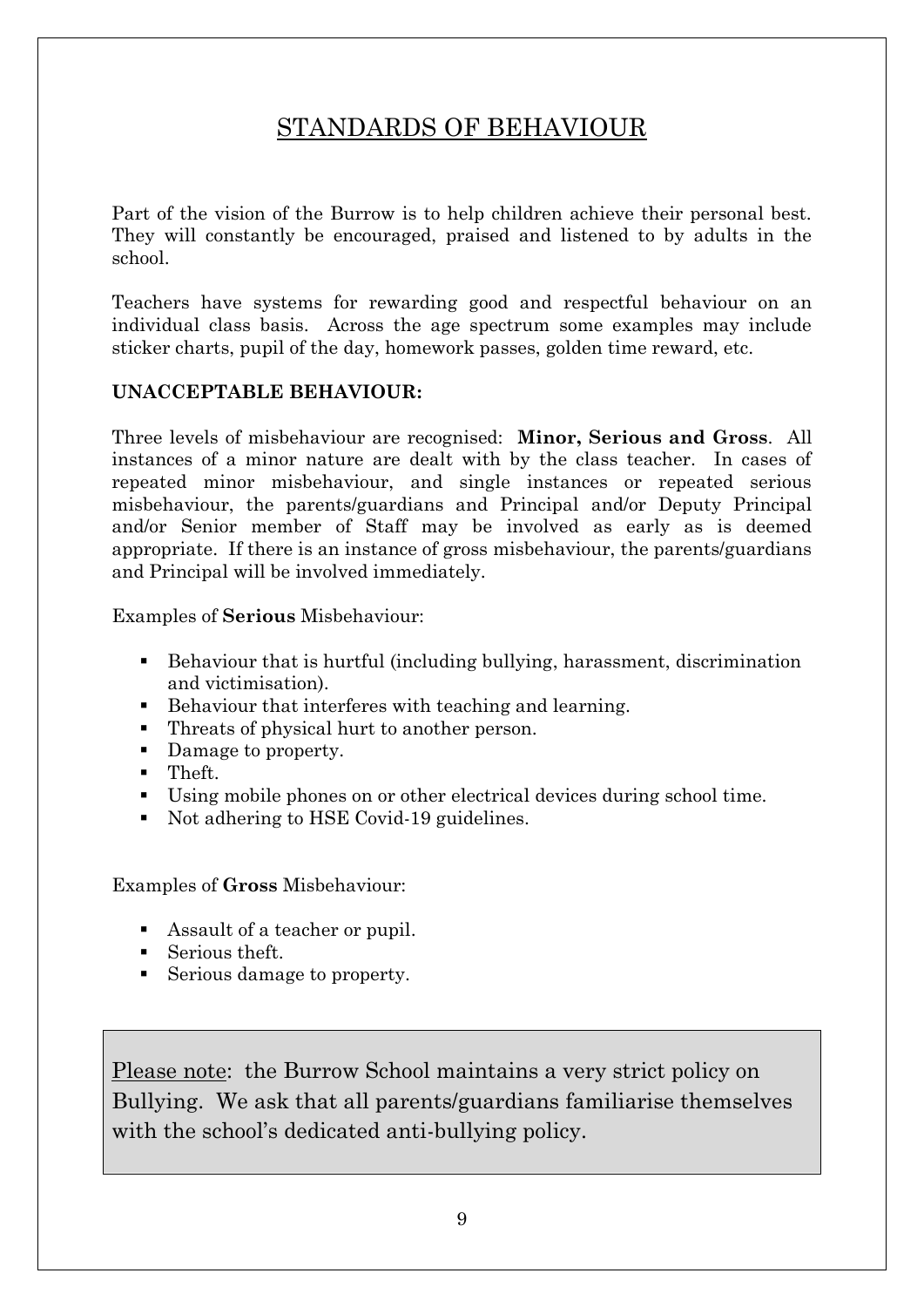# STANDARDS OF BEHAVIOUR

Part of the vision of the Burrow is to help children achieve their personal best. They will constantly be encouraged, praised and listened to by adults in the school.

Teachers have systems for rewarding good and respectful behaviour on an individual class basis. Across the age spectrum some examples may include sticker charts, pupil of the day, homework passes, golden time reward, etc.

**UNACCEPTABLE BEHAVIOUR:**

Three levels of misbehaviour are recognised: **Minor, Serious and Gross**. All instances of a minor nature are dealt with by the class teacher. In cases of repeated minor misbehaviour, and single instances or repeated serious misbehaviour, the parents/guardians and Principal and/or Deputy Principal and/or Senior member of Staff may be involved as early as is deemed appropriate. If there is an instance of gross misbehaviour, the parents/guardians and Principal will be involved immediately.

Examples of **Serious** Misbehaviour:

- Behaviour that is hurtful (including bullying, harassment, discrimination and victimisation).
- Behaviour that interferes with teaching and learning.
- Threats of physical hurt to another person.
- Damage to property.
- Theft.
- Using mobile phones on or other electrical devices during school time.
- Not adhering to HSE Covid-19 guidelines.

Examples of **Gross** Misbehaviour:

- Assault of a teacher or pupil.
- Serious theft.
- Serious damage to property.

Please note: the Burrow School maintains a very strict policy on Bullying. We ask that all parents/guardians familiarise themselves with the school's dedicated anti-bullying policy.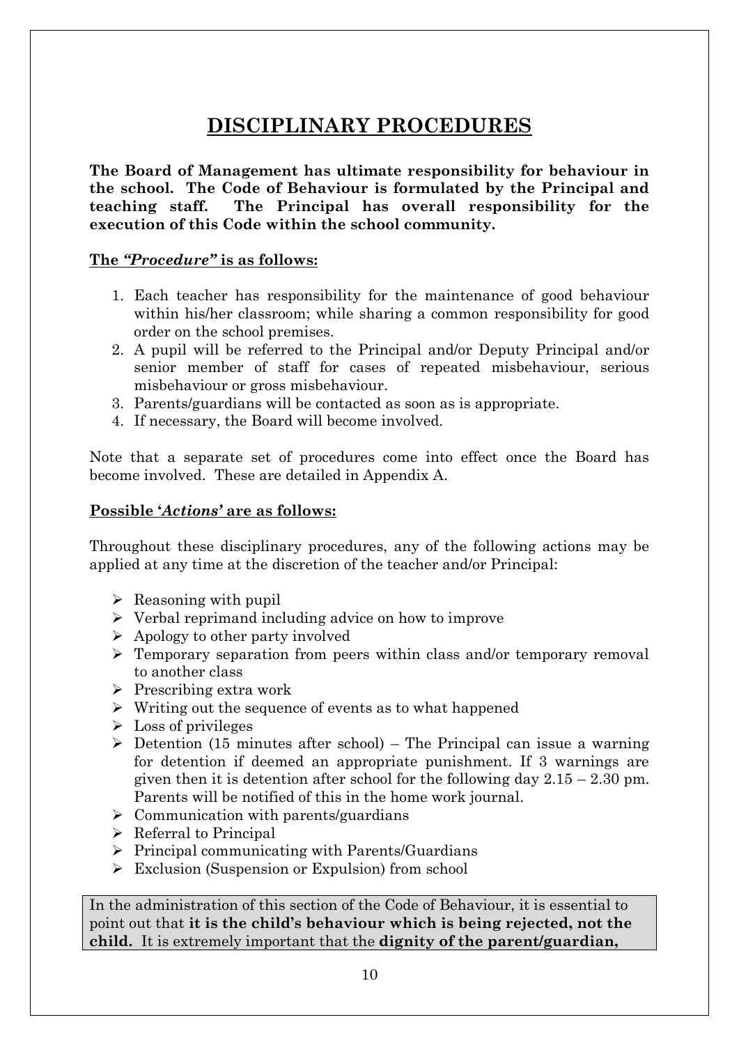# DISCIPLINARY PROCEDURES

**The Board of Management has ultimate responsibility for behaviour in the school. The Code of Behaviour is formulated by the Principal and teaching staff. The Principal has overall responsibility for the execution of this Code within the school community.**

**The *"Procedure"* is as follows:**

1. Each teacher has responsibility for the maintenance of good behaviour within his/her classroom; while sharing a common responsibility for good order on the school premises.
2. A pupil will be referred to the Principal and/or Deputy Principal and/or senior member of staff for cases of repeated misbehaviour, serious misbehaviour or gross misbehaviour.
3. Parents/guardians will be contacted as soon as is appropriate.
4. If necessary, the Board will become involved.

Note that a separate set of procedures come into effect once the Board has become involved. These are detailed in Appendix A.

**Possible '*Actions*' are as follows:**

Throughout these disciplinary procedures, any of the following actions may be applied at any time at the discretion of the teacher and/or Principal:

- Reasoning with pupil
- Verbal reprimand including advice on how to improve
- Apology to other party involved
- Temporary separation from peers within class and/or temporary removal to another class
- Prescribing extra work
- Writing out the sequence of events as to what happened
- Loss of privileges
- Detention (15 minutes after school) – The Principal can issue a warning for detention if deemed an appropriate punishment. If 3 warnings are given then it is detention after school for the following day 2.15 – 2.30 pm. Parents will be notified of this in the home work journal.
- Communication with parents/guardians
- Referral to Principal
- Principal communicating with Parents/Guardians
- Exclusion (Suspension or Expulsion) from school

In the administration of this section of the Code of Behaviour, it is essential to point out that **it is the child's behaviour which is being rejected, not the child.** It is extremely important that the **dignity of the parent/guardian,**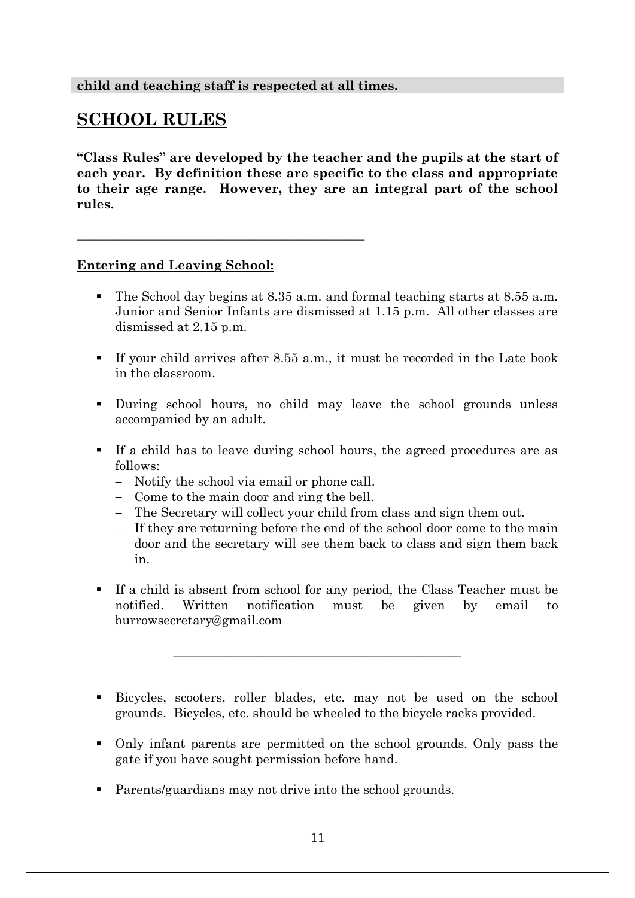**child and teaching staff is respected at all times.**

## SCHOOL RULES

**"Class Rules" are developed by the teacher and the pupils at the start of each year. By definition these are specific to the class and appropriate to their age range. However, they are an integral part of the school rules.**

---

**Entering and Leaving School:**

- The School day begins at 8.35 a.m. and formal teaching starts at 8.55 a.m. Junior and Senior Infants are dismissed at 1.15 p.m. All other classes are dismissed at 2.15 p.m.

- If your child arrives after 8.55 a.m., it must be recorded in the Late book in the classroom.

- During school hours, no child may leave the school grounds unless accompanied by an adult.

- If a child has to leave during school hours, the agreed procedures are as follows:
  - Notify the school via email or phone call.
  - Come to the main door and ring the bell.
  - The Secretary will collect your child from class and sign them out.
  - If they are returning before the end of the school door come to the main door and the secretary will see them back to class and sign them back in.

- If a child is absent from school for any period, the Class Teacher must be notified. Written notification must be given by email to burrowsecretary@gmail.com

---

- Bicycles, scooters, roller blades, etc. may not be used on the school grounds. Bicycles, etc. should be wheeled to the bicycle racks provided.

- Only infant parents are permitted on the school grounds. Only pass the gate if you have sought permission before hand.

- Parents/guardians may not drive into the school grounds.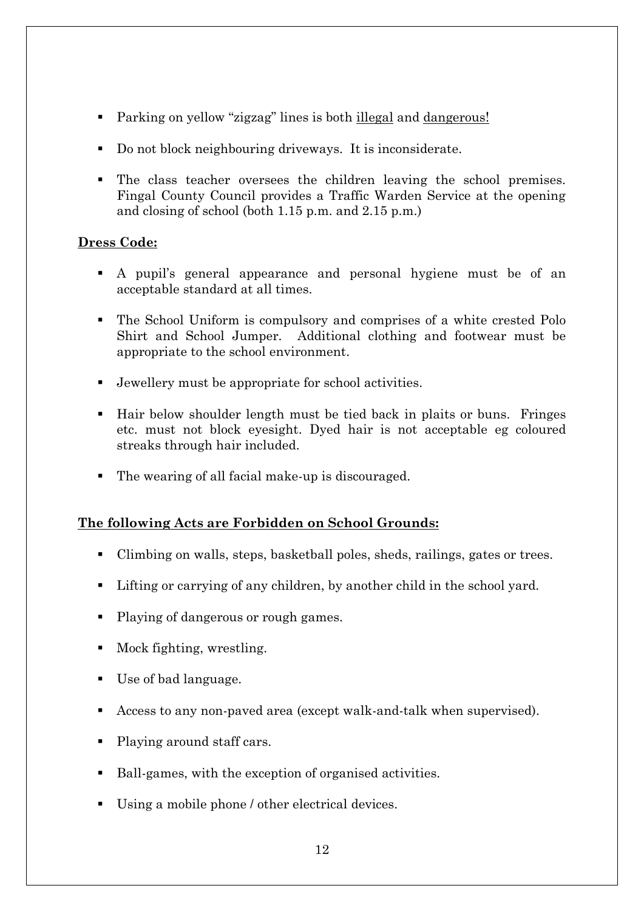- Parking on yellow “zigzag” lines is both <u>illegal</u> and <u>dangerous!</u>
- Do not block neighbouring driveways. It is inconsiderate.
- The class teacher oversees the children leaving the school premises. Fingal County Council provides a Traffic Warden Service at the opening and closing of school (both 1.15 p.m. and 2.15 p.m.)

**<u>Dress Code:</u>**

- A pupil’s general appearance and personal hygiene must be of an acceptable standard at all times.
- The School Uniform is compulsory and comprises of a white crested Polo Shirt and School Jumper. Additional clothing and footwear must be appropriate to the school environment.
- Jewellery must be appropriate for school activities.
- Hair below shoulder length must be tied back in plaits or buns. Fringes etc. must not block eyesight. Dyed hair is not acceptable eg coloured streaks through hair included.
- The wearing of all facial make-up is discouraged.

**<u>The following Acts are Forbidden on School Grounds:</u>**

- Climbing on walls, steps, basketball poles, sheds, railings, gates or trees.
- Lifting or carrying of any children, by another child in the school yard.
- Playing of dangerous or rough games.
- Mock fighting, wrestling.
- Use of bad language.
- Access to any non-paved area (except walk-and-talk when supervised).
- Playing around staff cars.
- Ball-games, with the exception of organised activities.
- Using a mobile phone / other electrical devices.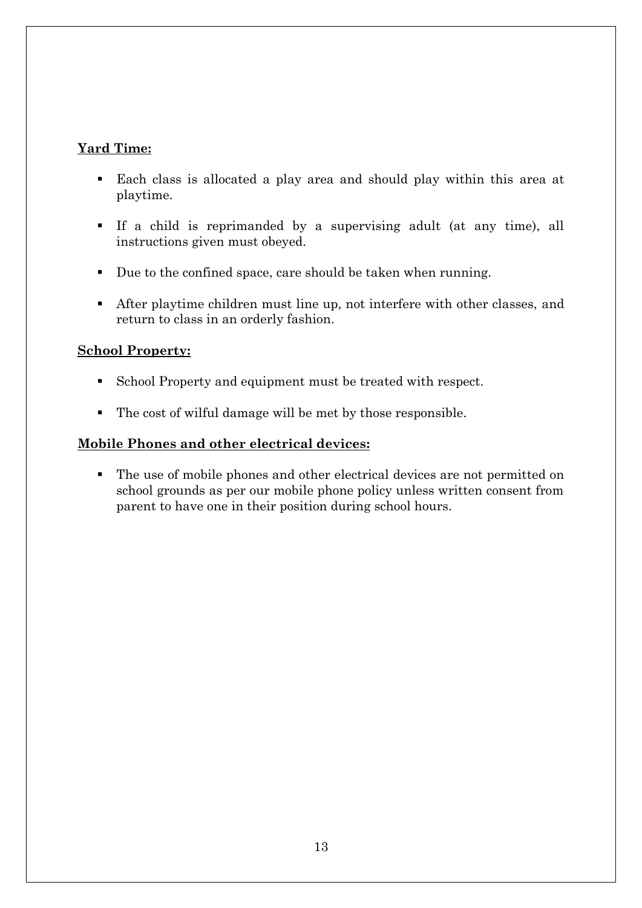**Yard Time:**

- Each class is allocated a play area and should play within this area at playtime.
- If a child is reprimanded by a supervising adult (at any time), all instructions given must obeyed.
- Due to the confined space, care should be taken when running.
- After playtime children must line up, not interfere with other classes, and return to class in an orderly fashion.

**School Property:**

- School Property and equipment must be treated with respect.
- The cost of wilful damage will be met by those responsible.

**Mobile Phones and other electrical devices:**

- The use of mobile phones and other electrical devices are not permitted on school grounds as per our mobile phone policy unless written consent from parent to have one in their position during school hours.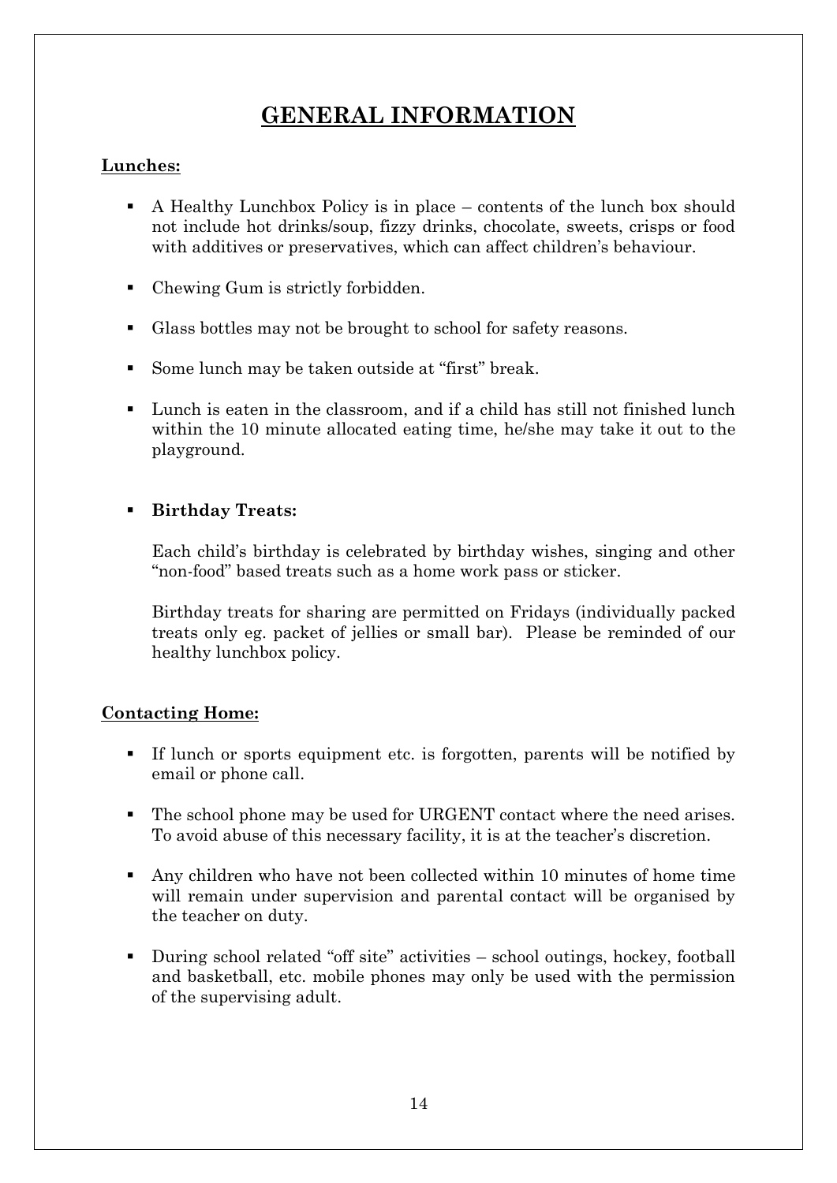# GENERAL INFORMATION

**Lunches:**

- A Healthy Lunchbox Policy is in place – contents of the lunch box should not include hot drinks/soup, fizzy drinks, chocolate, sweets, crisps or food with additives or preservatives, which can affect children's behaviour.
- Chewing Gum is strictly forbidden.
- Glass bottles may not be brought to school for safety reasons.
- Some lunch may be taken outside at "first" break.
- Lunch is eaten in the classroom, and if a child has still not finished lunch within the 10 minute allocated eating time, he/she may take it out to the playground.
- **Birthday Treats:**

  Each child's birthday is celebrated by birthday wishes, singing and other "non-food" based treats such as a home work pass or sticker.

  Birthday treats for sharing are permitted on Fridays (individually packed treats only eg. packet of jellies or small bar). Please be reminded of our healthy lunchbox policy.

**Contacting Home:**

- If lunch or sports equipment etc. is forgotten, parents will be notified by email or phone call.
- The school phone may be used for URGENT contact where the need arises. To avoid abuse of this necessary facility, it is at the teacher's discretion.
- Any children who have not been collected within 10 minutes of home time will remain under supervision and parental contact will be organised by the teacher on duty.
- During school related "off site" activities – school outings, hockey, football and basketball, etc. mobile phones may only be used with the permission of the supervising adult.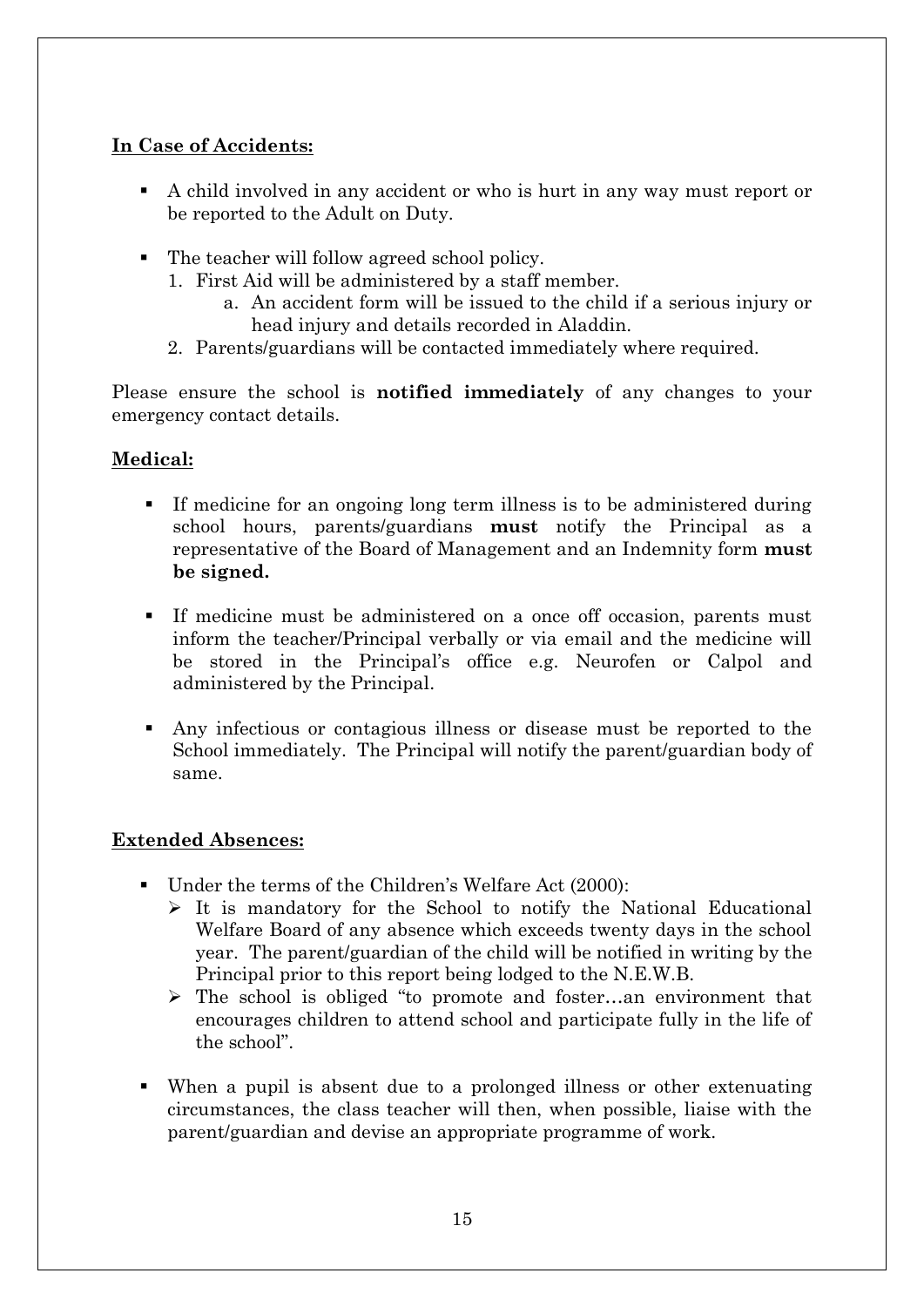**In Case of Accidents:**

- A child involved in any accident or who is hurt in any way must report or be reported to the Adult on Duty.

- The teacher will follow agreed school policy.
  1. First Aid will be administered by a staff member.
     a. An accident form will be issued to the child if a serious injury or head injury and details recorded in Aladdin.
  2. Parents/guardians will be contacted immediately where required.

Please ensure the school is **notified immediately** of any changes to your emergency contact details.

**Medical:**

- If medicine for an ongoing long term illness is to be administered during school hours, parents/guardians **must** notify the Principal as a representative of the Board of Management and an Indemnity form **must be signed.**

- If medicine must be administered on a once off occasion, parents must inform the teacher/Principal verbally or via email and the medicine will be stored in the Principal's office e.g. Neurofen or Calpol and administered by the Principal.

- Any infectious or contagious illness or disease must be reported to the School immediately. The Principal will notify the parent/guardian body of same.

**Extended Absences:**

- Under the terms of the Children's Welfare Act (2000):
  - It is mandatory for the School to notify the National Educational Welfare Board of any absence which exceeds twenty days in the school year. The parent/guardian of the child will be notified in writing by the Principal prior to this report being lodged to the N.E.W.B.
  - The school is obliged "to promote and foster…an environment that encourages children to attend school and participate fully in the life of the school".

- When a pupil is absent due to a prolonged illness or other extenuating circumstances, the class teacher will then, when possible, liaise with the parent/guardian and devise an appropriate programme of work.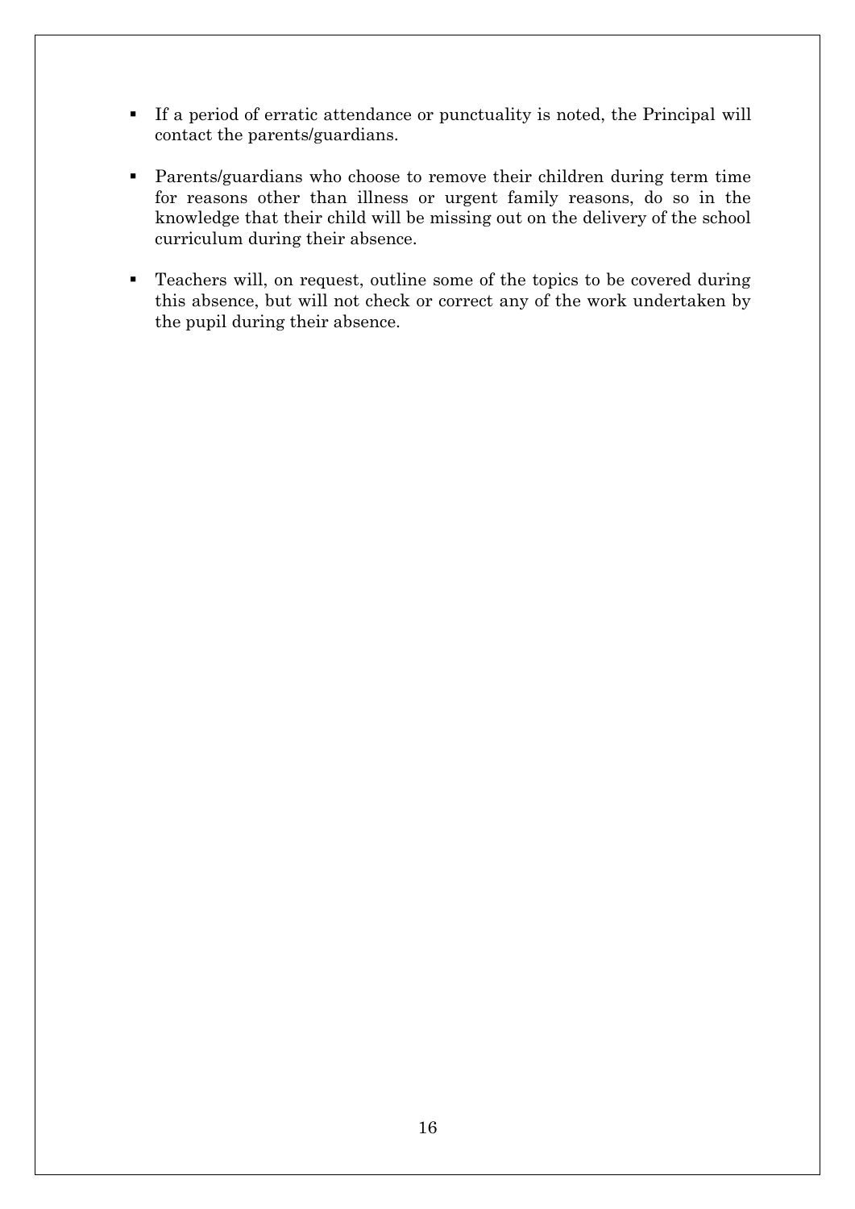- If a period of erratic attendance or punctuality is noted, the Principal will contact the parents/guardians.
- Parents/guardians who choose to remove their children during term time for reasons other than illness or urgent family reasons, do so in the knowledge that their child will be missing out on the delivery of the school curriculum during their absence.
- Teachers will, on request, outline some of the topics to be covered during this absence, but will not check or correct any of the work undertaken by the pupil during their absence.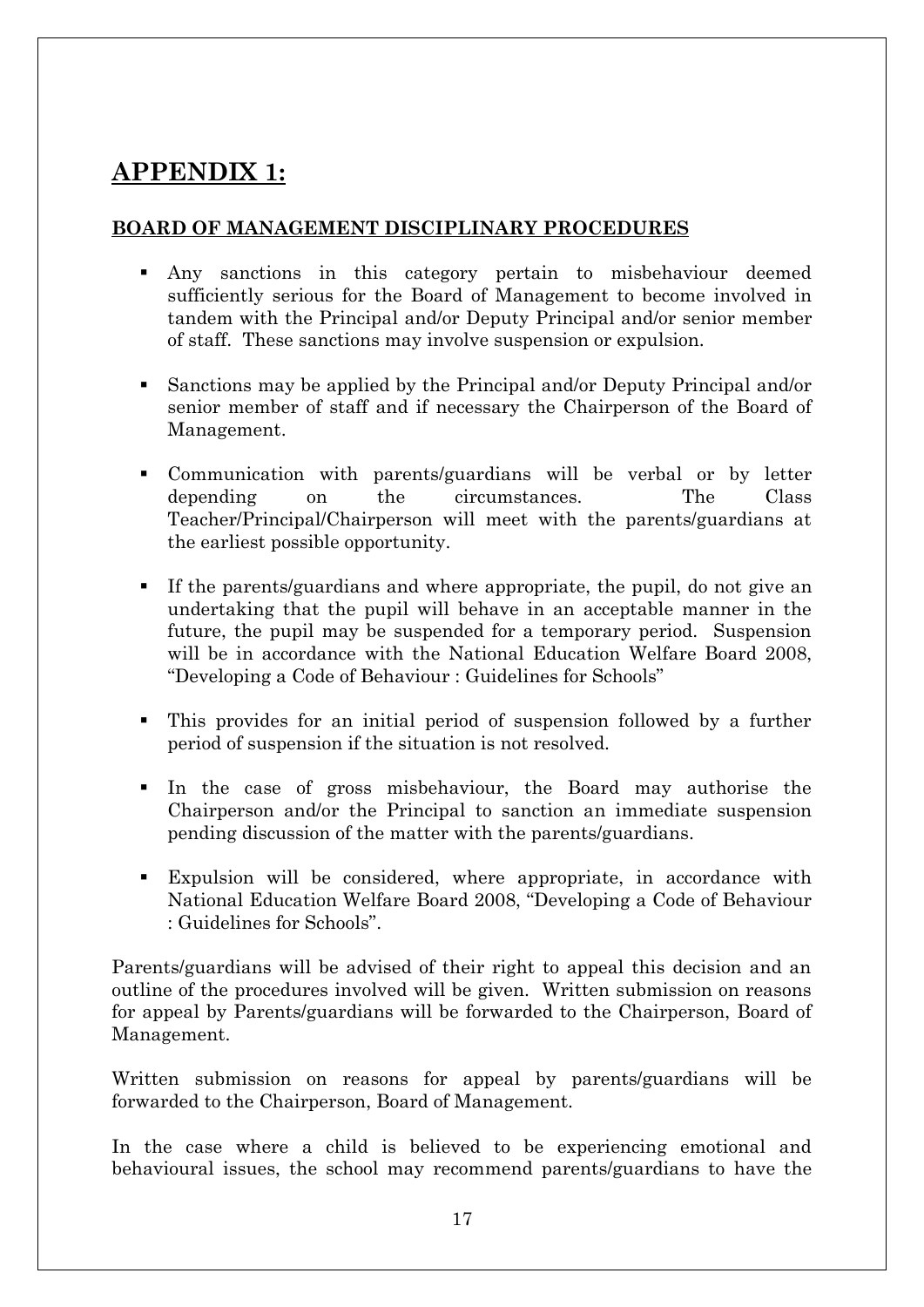# APPENDIX 1:

**BOARD OF MANAGEMENT DISCIPLINARY PROCEDURES**

- Any sanctions in this category pertain to misbehaviour deemed sufficiently serious for the Board of Management to become involved in tandem with the Principal and/or Deputy Principal and/or senior member of staff. These sanctions may involve suspension or expulsion.
- Sanctions may be applied by the Principal and/or Deputy Principal and/or senior member of staff and if necessary the Chairperson of the Board of Management.
- Communication with parents/guardians will be verbal or by letter depending on the circumstances. The Class Teacher/Principal/Chairperson will meet with the parents/guardians at the earliest possible opportunity.
- If the parents/guardians and where appropriate, the pupil, do not give an undertaking that the pupil will behave in an acceptable manner in the future, the pupil may be suspended for a temporary period. Suspension will be in accordance with the National Education Welfare Board 2008, "Developing a Code of Behaviour : Guidelines for Schools"
- This provides for an initial period of suspension followed by a further period of suspension if the situation is not resolved.
- In the case of gross misbehaviour, the Board may authorise the Chairperson and/or the Principal to sanction an immediate suspension pending discussion of the matter with the parents/guardians.
- Expulsion will be considered, where appropriate, in accordance with National Education Welfare Board 2008, "Developing a Code of Behaviour : Guidelines for Schools".

Parents/guardians will be advised of their right to appeal this decision and an outline of the procedures involved will be given. Written submission on reasons for appeal by Parents/guardians will be forwarded to the Chairperson, Board of Management.

Written submission on reasons for appeal by parents/guardians will be forwarded to the Chairperson, Board of Management.

In the case where a child is believed to be experiencing emotional and behavioural issues, the school may recommend parents/guardians to have the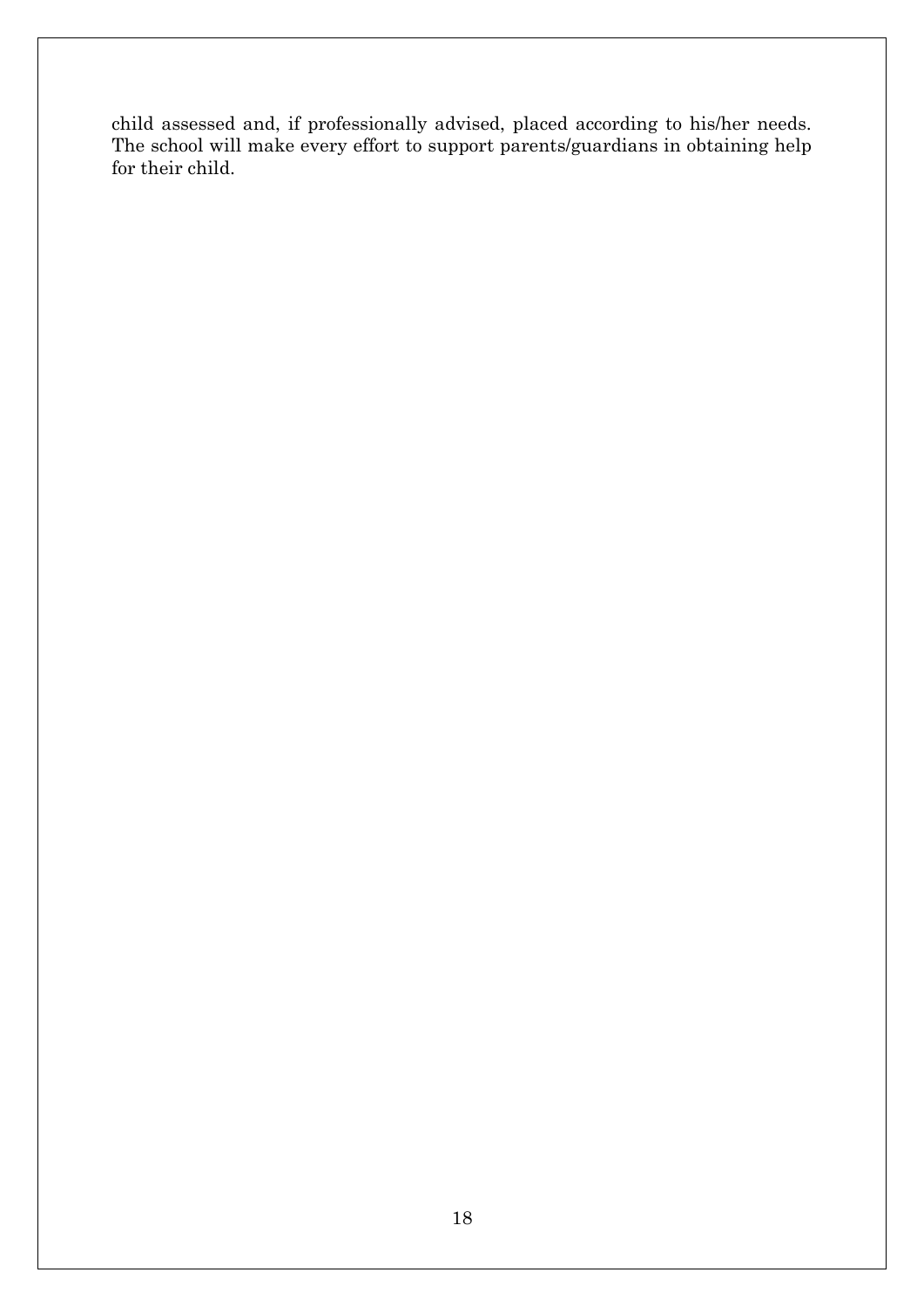child assessed and, if professionally advised, placed according to his/her needs. The school will make every effort to support parents/guardians in obtaining help for their child.